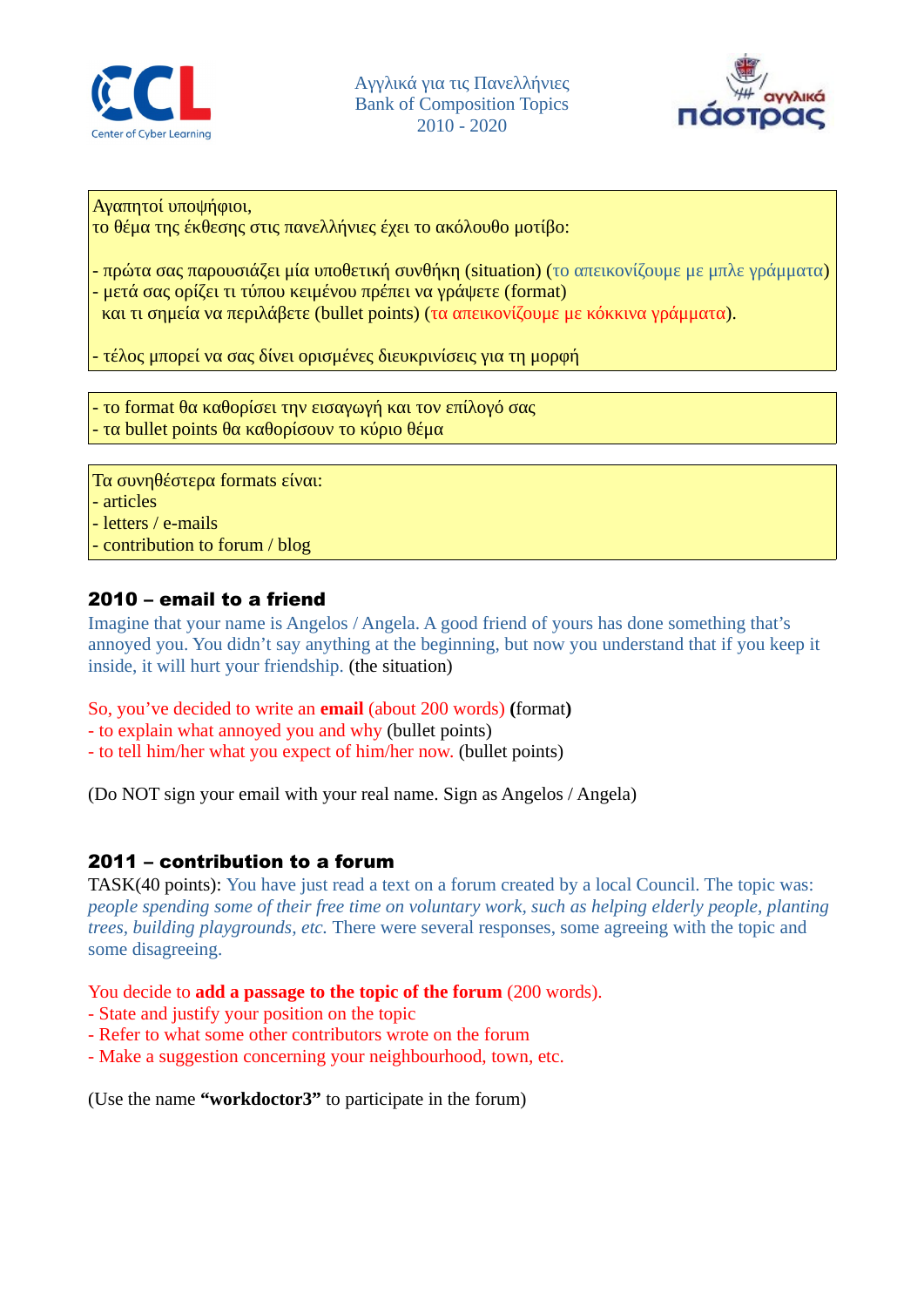Αγγλικά για τις Πανελλήνιες
Bank of Composition Topics
2010 - 2020

Αγαπητοί υποψήφιοι,
το θέμα της έκθεσης στις πανελλήνιες έχει το ακόλουθο μοτίβο:

- πρώτα σας παρουσιάζει μία υποθετική συνθήκη (situation) (το απεικονίζουμε με μπλε γράμματα)
- μετά σας ορίζει τι τύπου κειμένου πρέπει να γράψετε (format)
  και τι σημεία να περιλάβετε (bullet points) (τα απεικονίζουμε με κόκκινα γράμματα).

- τέλος μπορεί να σας δίνει ορισμένες διευκρινίσεις για τη μορφή

- το format θα καθορίσει την εισαγωγή και τον επίλογό σας
- τα bullet points θα καθορίσουν το κύριο θέμα

Τα συνηθέστερα formats είναι:
- articles
- letters / e-mails
- contribution to forum / blog

## 2010 – email to a friend

Imagine that your name is Angelos / Angela. A good friend of yours has done something that's annoyed you. You didn't say anything at the beginning, but now you understand that if you keep it inside, it will hurt your friendship. (the situation)

So, you've decided to write an **email** (about 200 words) **(**format**)**
- to explain what annoyed you and why (bullet points)
- to tell him/her what you expect of him/her now. (bullet points)

(Do NOT sign your email with your real name. Sign as Angelos / Angela)

## 2011 – contribution to a forum

TASK(40 points): You have just read a text on a forum created by a local Council. The topic was: *people spending some of their free time on voluntary work, such as helping elderly people, planting trees, building playgrounds, etc.* There were several responses, some agreeing with the topic and some disagreeing.

You decide to **add a passage to the topic of the forum** (200 words).
- State and justify your position on the topic
- Refer to what some other contributors wrote on the forum
- Make a suggestion concerning your neighbourhood, town, etc.

(Use the name **"workdoctor3"** to participate in the forum)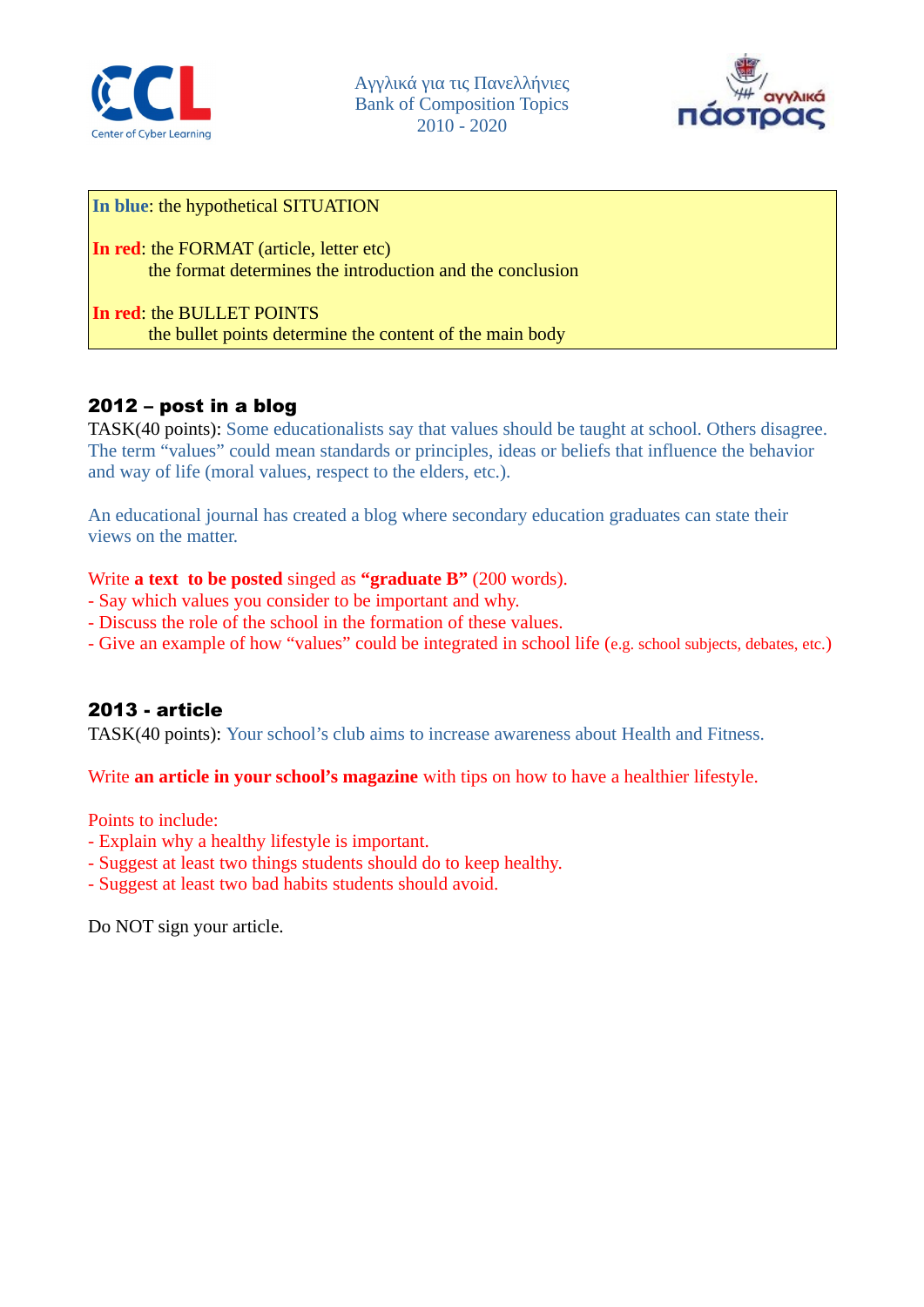Αγγλικά για τις Πανελλήνιες
Bank of Composition Topics
2010 - 2020

**In blue**: the hypothetical SITUATION

**In red**: the FORMAT (article, letter etc)
the format determines the introduction and the conclusion

**In red**: the BULLET POINTS
the bullet points determine the content of the main body

## 2012 – post in a blog

TASK(40 points): Some educationalists say that values should be taught at school. Others disagree. The term "values" could mean standards or principles, ideas or beliefs that influence the behavior and way of life (moral values, respect to the elders, etc.).

An educational journal has created a blog where secondary education graduates can state their views on the matter.

Write **a text to be posted** singed as **"graduate B"** (200 words).
- Say which values you consider to be important and why.
- Discuss the role of the school in the formation of these values.
- Give an example of how "values" could be integrated in school life (e.g. school subjects, debates, etc.)

## 2013 - article

TASK(40 points): Your school's club aims to increase awareness about Health and Fitness.

Write **an article in your school's magazine** with tips on how to have a healthier lifestyle.

Points to include:
- Explain why a healthy lifestyle is important.
- Suggest at least two things students should do to keep healthy.
- Suggest at least two bad habits students should avoid.

Do NOT sign your article.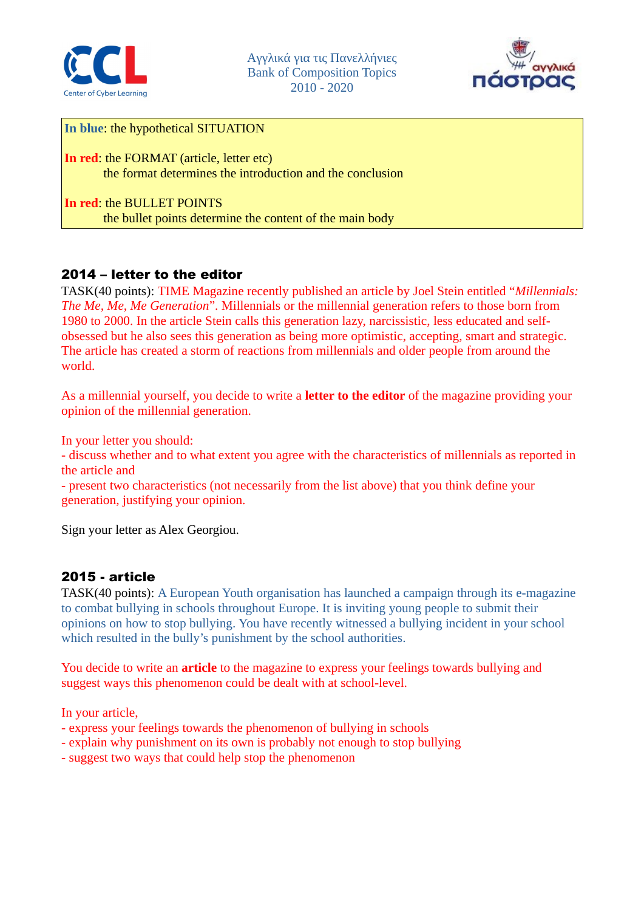**In blue**: the hypothetical SITUATION

**In red**: the FORMAT (article, letter etc)
the format determines the introduction and the conclusion

**In red**: the BULLET POINTS
the bullet points determine the content of the main body

## 2014 – letter to the editor

TASK(40 points): TIME Magazine recently published an article by Joel Stein entitled "*Millennials: The Me, Me, Me Generation*". Millennials or the millennial generation refers to those born from 1980 to 2000. In the article Stein calls this generation lazy, narcissistic, less educated and self-obsessed but he also sees this generation as being more optimistic, accepting, smart and strategic. The article has created a storm of reactions from millennials and older people from around the world.

As a millennial yourself, you decide to write a **letter to the editor** of the magazine providing your opinion of the millennial generation.

In your letter you should:
- discuss whether and to what extent you agree with the characteristics of millennials as reported in the article and
- present two characteristics (not necessarily from the list above) that you think define your generation, justifying your opinion.

Sign your letter as Alex Georgiou.

## 2015 - article

TASK(40 points): A European Youth organisation has launched a campaign through its e-magazine to combat bullying in schools throughout Europe. It is inviting young people to submit their opinions on how to stop bullying. You have recently witnessed a bullying incident in your school which resulted in the bully's punishment by the school authorities.

You decide to write an **article** to the magazine to express your feelings towards bullying and suggest ways this phenomenon could be dealt with at school-level.

In your article,
- express your feelings towards the phenomenon of bullying in schools
- explain why punishment on its own is probably not enough to stop bullying
- suggest two ways that could help stop the phenomenon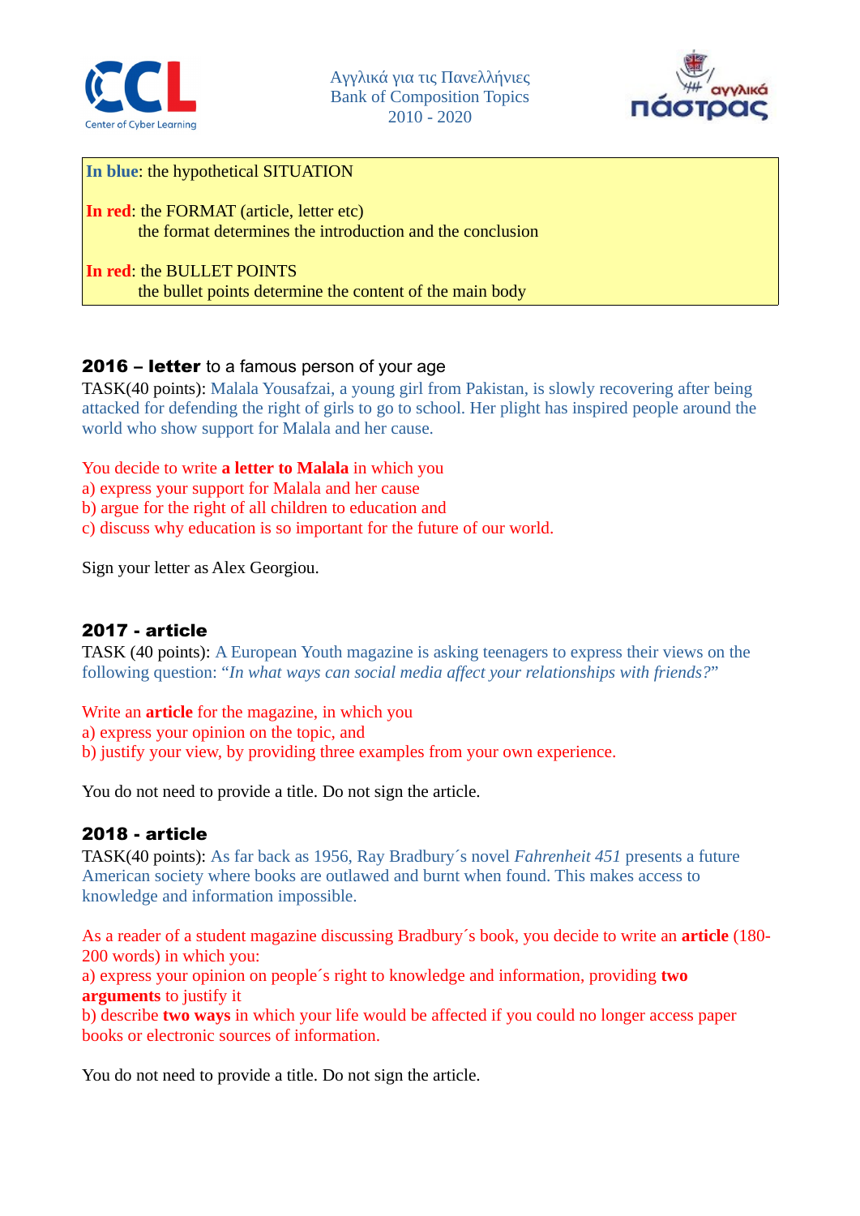**In blue**: the hypothetical SITUATION

**In red**: the FORMAT (article, letter etc)
the format determines the introduction and the conclusion

**In red**: the BULLET POINTS
the bullet points determine the content of the main body

### **2016 – letter** to a famous person of your age

TASK(40 points): Malala Yousafzai, a young girl from Pakistan, is slowly recovering after being attacked for defending the right of girls to go to school. Her plight has inspired people around the world who show support for Malala and her cause.

You decide to write **a letter to Malala** in which you
a) express your support for Malala and her cause
b) argue for the right of all children to education and
c) discuss why education is so important for the future of our world.

Sign your letter as Alex Georgiou.

### **2017 - article**

TASK (40 points): A European Youth magazine is asking teenagers to express their views on the following question: "*In what ways can social media affect your relationships with friends?*"

Write an **article** for the magazine, in which you
a) express your opinion on the topic, and
b) justify your view, by providing three examples from your own experience.

You do not need to provide a title. Do not sign the article.

### **2018 - article**

TASK(40 points): As far back as 1956, Ray Bradbury´s novel *Fahrenheit 451* presents a future American society where books are outlawed and burnt when found. This makes access to knowledge and information impossible.

As a reader of a student magazine discussing Bradbury´s book, you decide to write an **article** (180-200 words) in which you:
a) express your opinion on people´s right to knowledge and information, providing **two arguments** to justify it
b) describe **two ways** in which your life would be affected if you could no longer access paper books or electronic sources of information.

You do not need to provide a title. Do not sign the article.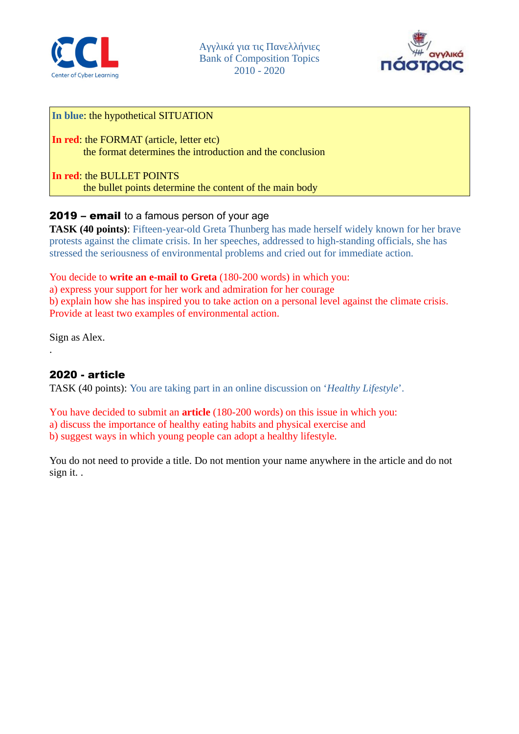| |
|---|
| **In blue**: the hypothetical SITUATION<br><br>**In red**: the FORMAT (article, letter etc)<br>the format determines the introduction and the conclusion<br><br>**In red**: the BULLET POINTS<br>the bullet points determine the content of the main body |

### **2019 – email** to a famous person of your age

**TASK (40 points)**: Fifteen-year-old Greta Thunberg has made herself widely known for her brave protests against the climate crisis. In her speeches, addressed to high-standing officials, she has stressed the seriousness of environmental problems and cried out for immediate action.

You decide to **write an e-mail to Greta** (180-200 words) in which you:
a) express your support for her work and admiration for her courage
b) explain how she has inspired you to take action on a personal level against the climate crisis. Provide at least two examples of environmental action.

Sign as Alex.
.

### **2020 - article**

TASK (40 points): You are taking part in an online discussion on '*Healthy Lifestyle*'.

You have decided to submit an **article** (180-200 words) on this issue in which you:
a) discuss the importance of healthy eating habits and physical exercise and
b) suggest ways in which young people can adopt a healthy lifestyle.

You do not need to provide a title. Do not mention your name anywhere in the article and do not sign it. .